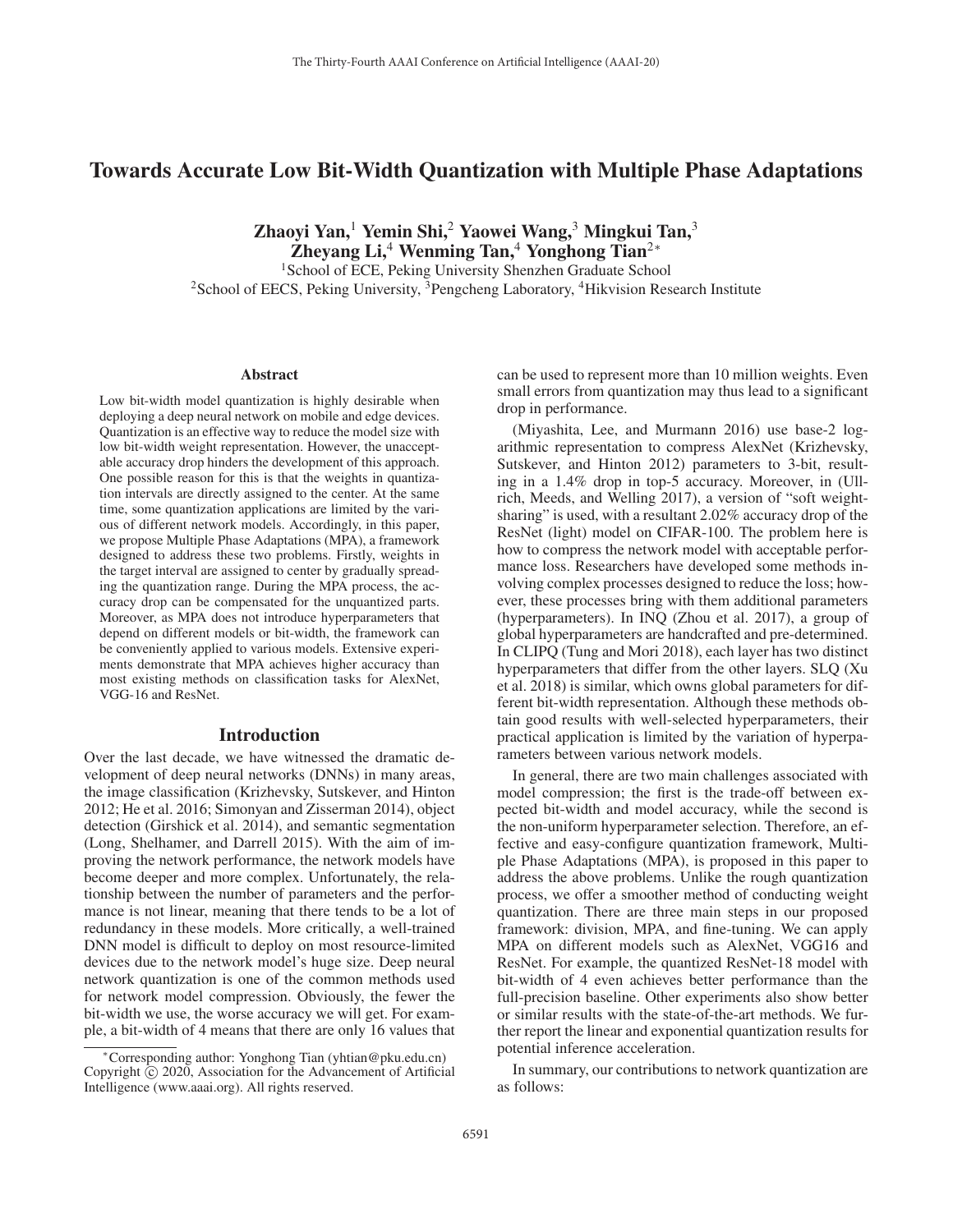# Towards Accurate Low Bit-Width Quantization with Multiple Phase Adaptations

**Zhaoyi Yan,[1] Yemin Shi,[2] Yaowei Wang,[3] Mingkui Tan,[3] Zheyang Li,[4] Wenming Tan,[4] Yonghong Tian[2]***

[1]School of ECE, Peking University Shenzhen Graduate School
[2]School of EECS, Peking University, [3]Pengcheng Laboratory, [4]Hikvision Research Institute

## Abstract

Low bit-width model quantization is highly desirable when deploying a deep neural network on mobile and edge devices. Quantization is an effective way to reduce the model size with low bit-width weight representation. However, the unacceptable accuracy drop hinders the development of this approach. One possible reason for this is that the weights in quantization intervals are directly assigned to the center. At the same time, some quantization applications are limited by the various of different network models. Accordingly, in this paper, we propose Multiple Phase Adaptations (MPA), a framework designed to address these two problems. Firstly, weights in the target interval are assigned to center by gradually spreading the quantization range. During the MPA process, the accuracy drop can be compensated for the unquantized parts. Moreover, as MPA does not introduce hyperparameters that depend on different models or bit-width, the framework can be conveniently applied to various models. Extensive experiments demonstrate that MPA achieves higher accuracy than most existing methods on classification tasks for AlexNet, VGG-16 and ResNet.

## Introduction

Over the last decade, we have witnessed the dramatic development of deep neural networks (DNNs) in many areas, the image classification (Krizhevsky, Sutskever, and Hinton 2012; He et al. 2016; Simonyan and Zisserman 2014), object detection (Girshick et al. 2014), and semantic segmentation (Long, Shelhamer, and Darrell 2015). With the aim of improving the network performance, the network models have become deeper and more complex. Unfortunately, the relationship between the number of parameters and the performance is not linear, meaning that there tends to be a lot of redundancy in these models. More critically, a well-trained DNN model is difficult to deploy on most resource-limited devices due to the network model's huge size. Deep neural network quantization is one of the common methods used for network model compression. Obviously, the fewer the bit-width we use, the worse accuracy we will get. For example, a bit-width of 4 means that there are only 16 values that can be used to represent more than 10 million weights. Even small errors from quantization may thus lead to a significant drop in performance.

(Miyashita, Lee, and Murmann 2016) use base-2 logarithmic representation to compress AlexNet (Krizhevsky, Sutskever, and Hinton 2012) parameters to 3-bit, resulting in a 1.4% drop in top-5 accuracy. Moreover, in (Ullrich, Meeds, and Welling 2017), a version of "soft weight-sharing" is used, with a resultant 2.02% accuracy drop of the ResNet (light) model on CIFAR-100. The problem here is how to compress the network model with acceptable performance loss. Researchers have developed some methods involving complex processes designed to reduce the loss; however, these processes bring with them additional parameters (hyperparameters). In INQ (Zhou et al. 2017), a group of global hyperparameters are handcrafted and pre-determined. In CLIPQ (Tung and Mori 2018), each layer has two distinct hyperparameters that differ from the other layers. SLQ (Xu et al. 2018) is similar, which owns global parameters for different bit-width representation. Although these methods obtain good results with well-selected hyperparameters, their practical application is limited by the variation of hyperparameters between various network models.

In general, there are two main challenges associated with model compression; the first is the trade-off between expected bit-width and model accuracy, while the second is the non-uniform hyperparameter selection. Therefore, an effective and easy-configure quantization framework, Multiple Phase Adaptations (MPA), is proposed in this paper to address the above problems. Unlike the rough quantization process, we offer a smoother method of conducting weight quantization. There are three main steps in our proposed framework: division, MPA, and fine-tuning. We can apply MPA on different models such as AlexNet, VGG16 and ResNet. For example, the quantized ResNet-18 model with bit-width of 4 even achieves better performance than the full-precision baseline. Other experiments also show better or similar results with the state-of-the-art methods. We further report the linear and exponential quantization results for potential inference acceleration.

In summary, our contributions to network quantization are as follows:

*Corresponding author: Yonghong Tian (yhtian@pku.edu.cn)
Copyright © 2020, Association for the Advancement of Artificial Intelligence (www.aaai.org). All rights reserved.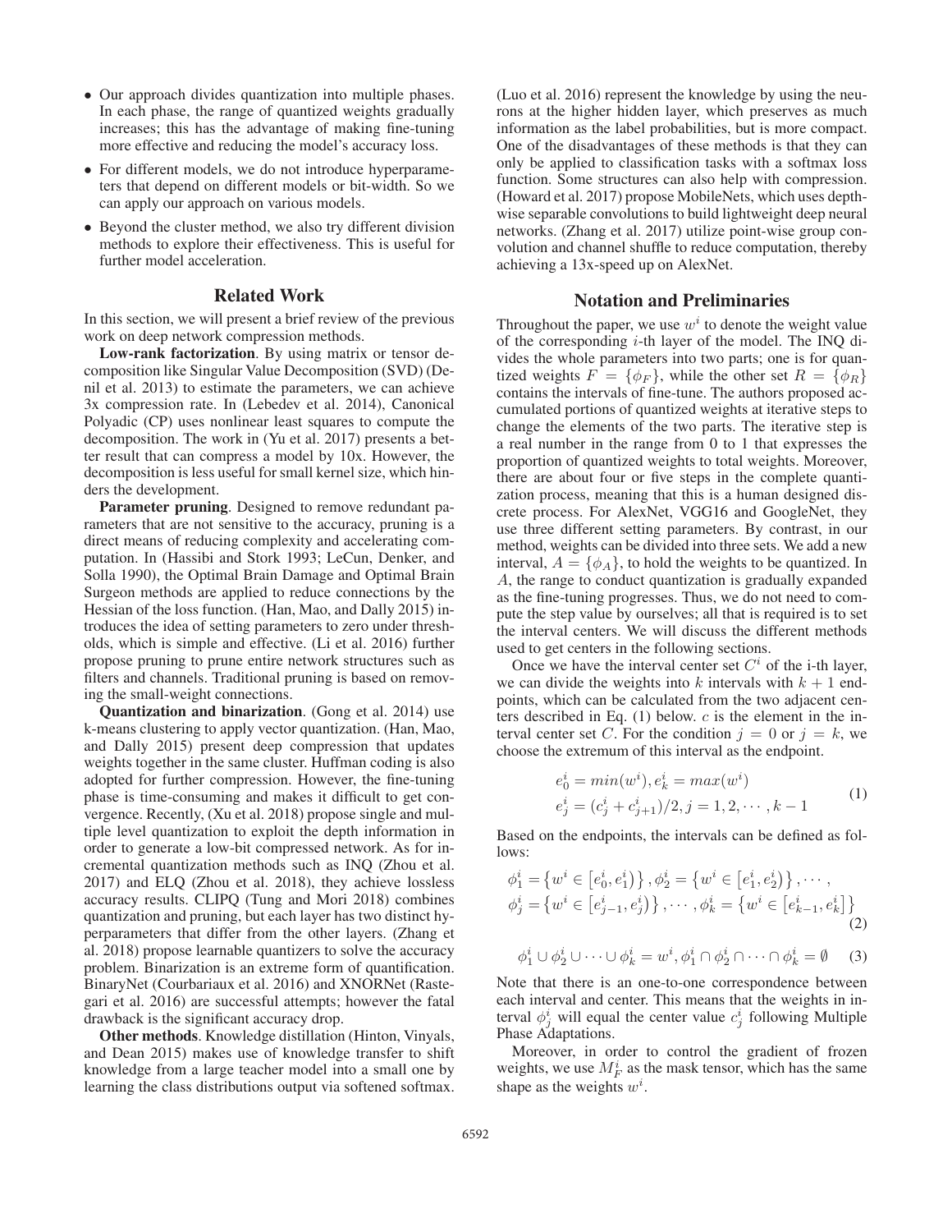- Our approach divides quantization into multiple phases. In each phase, the range of quantized weights gradually increases; this has the advantage of making fine-tuning more effective and reducing the model's accuracy loss.
- For different models, we do not introduce hyperparameters that depend on different models or bit-width. So we can apply our approach on various models.
- Beyond the cluster method, we also try different division methods to explore their effectiveness. This is useful for further model acceleration.

## Related Work

In this section, we will present a brief review of the previous work on deep network compression methods.

**Low-rank factorization**. By using matrix or tensor decomposition like Singular Value Decomposition (SVD) (Denil et al. 2013) to estimate the parameters, we can achieve 3x compression rate. In (Lebedev et al. 2014), Canonical Polyadic (CP) uses nonlinear least squares to compute the decomposition. The work in (Yu et al. 2017) presents a better result that can compress a model by 10x. However, the decomposition is less useful for small kernel size, which hinders the development.

**Parameter pruning**. Designed to remove redundant parameters that are not sensitive to the accuracy, pruning is a direct means of reducing complexity and accelerating computation. In (Hassibi and Stork 1993; LeCun, Denker, and Solla 1990), the Optimal Brain Damage and Optimal Brain Surgeon methods are applied to reduce connections by the Hessian of the loss function. (Han, Mao, and Dally 2015) introduces the idea of setting parameters to zero under thresholds, which is simple and effective. (Li et al. 2016) further propose pruning to prune entire network structures such as filters and channels. Traditional pruning is based on removing the small-weight connections.

**Quantization and binarization**. (Gong et al. 2014) use k-means clustering to apply vector quantization. (Han, Mao, and Dally 2015) present deep compression that updates weights together in the same cluster. Huffman coding is also adopted for further compression. However, the fine-tuning phase is time-consuming and makes it difficult to get convergence. Recently, (Xu et al. 2018) propose single and multiple level quantization to exploit the depth information in order to generate a low-bit compressed network. As for incremental quantization methods such as INQ (Zhou et al. 2017) and ELQ (Zhou et al. 2018), they achieve lossless accuracy results. CLIPQ (Tung and Mori 2018) combines quantization and pruning, but each layer has two distinct hyperparameters that differ from the other layers. (Zhang et al. 2018) propose learnable quantizers to solve the accuracy problem. Binarization is an extreme form of quantification. BinaryNet (Courbariaux et al. 2016) and XNORNet (Rastegari et al. 2016) are successful attempts; however the fatal drawback is the significant accuracy drop.

**Other methods**. Knowledge distillation (Hinton, Vinyals, and Dean 2015) makes use of knowledge transfer to shift knowledge from a large teacher model into a small one by learning the class distributions output via softened softmax. (Luo et al. 2016) represent the knowledge by using the neurons at the higher hidden layer, which preserves as much information as the label probabilities, but is more compact. One of the disadvantages of these methods is that they can only be applied to classification tasks with a softmax loss function. Some structures can also help with compression. (Howard et al. 2017) propose MobileNets, which uses depth-wise separable convolutions to build lightweight deep neural networks. (Zhang et al. 2017) utilize point-wise group convolution and channel shuffle to reduce computation, thereby achieving a 13x-speed up on AlexNet.

## Notation and Preliminaries

Throughout the paper, we use $w^i$ to denote the weight value of the corresponding $i$-th layer of the model. The INQ divides the whole parameters into two parts; one is for quantized weights $F = \{\phi_F\}$, while the other set $R = \{\phi_R\}$ contains the intervals of fine-tune. The authors proposed accumulated portions of quantized weights at iterative steps to change the elements of the two parts. The iterative step is a real number in the range from 0 to 1 that expresses the proportion of quantized weights to total weights. Moreover, there are about four or five steps in the complete quantization process, meaning that this is a human designed discrete process. For AlexNet, VGG16 and GoogleNet, they use three different setting parameters. By contrast, in our method, weights can be divided into three sets. We add a new interval, $A = \{\phi_A\}$, to hold the weights to be quantized. In $A$, the range to conduct quantization is gradually expanded as the fine-tuning progresses. Thus, we do not need to compute the step value by ourselves; all that is required is to set the interval centers. We will discuss the different methods used to get centers in the following sections.

Once we have the interval center set $C^i$ of the i-th layer, we can divide the weights into $k$ intervals with $k+1$ endpoints, which can be calculated from the two adjacent centers described in Eq. (1) below. $c$ is the element in the interval center set $C$. For the condition $j = 0$ or $j = k$, we choose the extremum of this interval as the endpoint.

$$
\begin{aligned}
&e_0^i = min(w^i), e_k^i = max(w^i) \\
&e_j^i = (c_j^i + c_{j+1}^i)/2, j = 1, 2, \cdots, k-1
\end{aligned}
\tag{1}
$$

Based on the endpoints, the intervals can be defined as follows:

$$
\begin{aligned}
&\phi_1^i = \left\{w^i \in \left[e_0^i, e_1^i\right)\right\}, \phi_2^i = \left\{w^i \in \left[e_1^i, e_2^i\right)\right\}, \cdots, \\
&\phi_j^i = \left\{w^i \in \left[e_{j-1}^i, e_j^i\right)\right\}, \cdots, \phi_k^i = \left\{w^i \in \left[e_{k-1}^i, e_k^i\right]\right\}
\end{aligned}
\tag{2}
$$

$$
\phi_1^i \cup \phi_2^i \cup \cdots \cup \phi_k^i = w^i, \phi_1^i \cap \phi_2^i \cap \cdots \cap \phi_k^i = \emptyset \tag{3}
$$

Note that there is an one-to-one correspondence between each interval and center. This means that the weights in interval $\phi_j^i$ will equal the center value $c_j^i$ following Multiple Phase Adaptations.

Moreover, in order to control the gradient of frozen weights, we use $M_F^i$ as the mask tensor, which has the same shape as the weights $w^i$.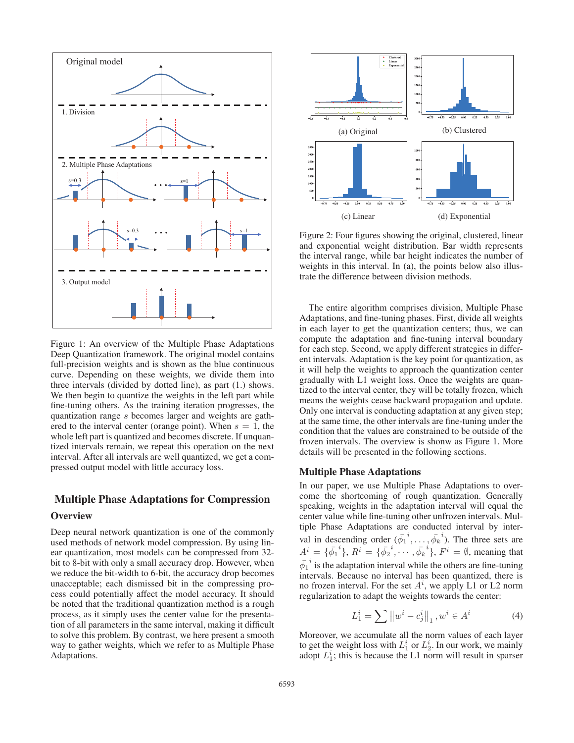Figure 1: An overview of the Multiple Phase Adaptations Deep Quantization framework. The original model contains full-precision weights and is shown as the blue continuous curve. Depending on these weights, we divide them into three intervals (divided by dotted line), as part (1.) shows. We then begin to quantize the weights in the left part while fine-tuning others. As the training iteration progresses, the quantization range $s$ becomes larger and weights are gathered to the interval center (orange point). When $s = 1$, the whole left part is quantized and becomes discrete. If unquantized intervals remain, we repeat this operation on the next interval. After all intervals are well quantized, we get a compressed output model with little accuracy loss.

## Multiple Phase Adaptations for Compression

### Overview

Deep neural network quantization is one of the commonly used methods of network model compression. By using linear quantization, most models can be compressed from 32-bit to 8-bit with only a small accuracy drop. However, when we reduce the bit-width to 6-bit, the accuracy drop becomes unacceptable; each dismissed bit in the compressing process could potentially affect the model accuracy. It should be noted that the traditional quantization method is a rough process, as it simply uses the center value for the presentation of all parameters in the same interval, making it difficult to solve this problem. By contrast, we here present a smooth way to gather weights, which we refer to as Multiple Phase Adaptations.

(a) Original (b) Clustered (c) Linear (d) Exponential

Figure 2: Four figures showing the original, clustered, linear and exponential weight distribution. Bar width represents the interval range, while bar height indicates the number of weights in this interval. In (a), the points below also illustrate the difference between division methods.

The entire algorithm comprises division, Multiple Phase Adaptations, and fine-tuning phases. First, divide all weights in each layer to get the quantization centers; thus, we can compute the adaptation and fine-tuning interval boundary for each step. Second, we apply different strategies in different intervals. Adaptation is the key point for quantization, as it will help the weights to approach the quantization center gradually with L1 weight loss. Once the weights are quantized to the interval center, they will be totally frozen, which means the weights cease backward propagation and update. Only one interval is conducting adaptation at any given step; at the same time, the other intervals are fine-tuning under the condition that the values are constrained to be outside of the frozen intervals. The overview is shonw as Figure 1. More details will be presented in the following sections.

### Multiple Phase Adaptations

In our paper, we use Multiple Phase Adaptations to overcome the shortcoming of rough quantization. Generally speaking, weights in the adaptation interval will equal the center value while fine-tuning other unfrozen intervals. Multiple Phase Adaptations are conducted interval by interval in descending order ($\bar{\phi_1}^i, \ldots, \bar{\phi_k}^i$). The three sets are $A^i = \{\bar{\phi_1}^i\}$, $R^i = \{\bar{\phi_2}^i, \cdots, \bar{\phi_k}^i\}$, $F^i = \emptyset$, meaning that $\bar{\phi_1}^i$ is the adaptation interval while the others are fine-tuning intervals. Because no interval has been quantized, there is no frozen interval. For the set $A^i$, we apply L1 or L2 norm regularization to adapt the weights towards the center:

$$L_1^i = \sum \left\| w^i - c_j^i \right\|_1, w^i \in A^i \tag{4}$$

Moreover, we accumulate all the norm values of each layer to get the weight loss with $L_1^i$ or $L_2^i$. In our work, we mainly adopt $L_1^i$; this is because the L1 norm will result in sparser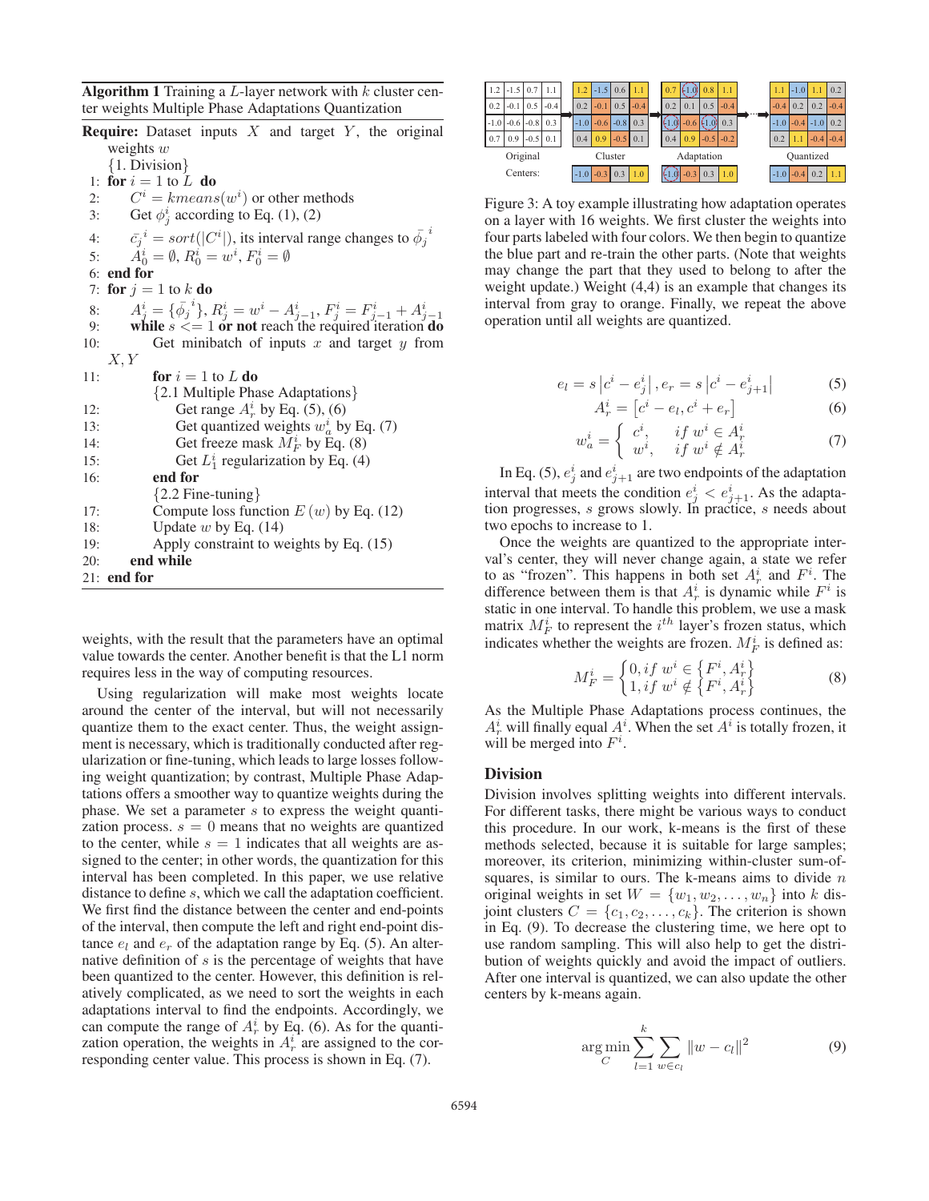**Algorithm 1** Training a $L$-layer network with $k$ cluster center weights Multiple Phase Adaptations Quantization

**Require:** Dataset inputs $X$ and target $Y$, the original weights $w$

{1. Division}

1: **for** $i = 1$ to $L$ **do**
2: $\quad C^i = kmeans(w^i)$ or other methods
3: $\quad$ Get $\phi^i_j$ according to Eq. (1), (2)
4: $\quad \bar{c_j}^i = sort(|C^i|)$, its interval range changes to $\bar{\phi_j}^i$
5: $\quad A^i_0 = \emptyset, R^i_0 = w^i, F^i_0 = \emptyset$
6: **end for**
7: **for** $j = 1$ to $k$ **do**
8: $\quad A^i_j = \{\bar{\phi_j}^i\}, R^i_j = w^i - A^i_{j-1}, F^i_j = F^i_{j-1} + A^i_{j-1}$
9: $\quad$ **while** $s <= 1$ **or not** reach the required iteration **do**
10: $\quad\quad$ Get minibatch of inputs $x$ and target $y$ from $X, Y$
11: $\quad\quad$ **for** $i = 1$ to $L$ **do**
$\quad\quad\quad$ {2.1 Multiple Phase Adaptations}
12: $\quad\quad\quad$ Get range $A^i_r$ by Eq. (5), (6)
13: $\quad\quad\quad$ Get quantized weights $w^i_a$ by Eq. (7)
14: $\quad\quad\quad$ Get freeze mask $M^i_F$ by Eq. (8)
15: $\quad\quad\quad$ Get $L^i_1$ regularization by Eq. (4)
16: $\quad\quad$ **end for**
$\quad\quad$ {2.2 Fine-tuning}
17: $\quad\quad$ Compute loss function $E(w)$ by Eq. (12)
18: $\quad\quad$ Update $w$ by Eq. (14)
19: $\quad\quad$ Apply constraint to weights by Eq. (15)
20: $\quad$ **end while**
21: **end for**

weights, with the result that the parameters have an optimal value towards the center. Another benefit is that the L1 norm requires less in the way of computing resources.

Using regularization will make most weights locate around the center of the interval, but will not necessarily quantize them to the exact center. Thus, the weight assignment is necessary, which is traditionally conducted after regularization or fine-tuning, which leads to large losses following weight quantization; by contrast, Multiple Phase Adaptations offers a smoother way to quantize weights during the phase. We set a parameter $s$ to express the weight quantization process. $s = 0$ means that no weights are quantized to the center, while $s = 1$ indicates that all weights are assigned to the center; in other words, the quantization for this interval has been completed. In this paper, we use relative distance to define $s$, which we call the adaptation coefficient. We first find the distance between the center and end-points of the interval, then compute the left and right end-point distance $e_l$ and $e_r$ of the adaptation range by Eq. (5). An alternative definition of $s$ is the percentage of weights that have been quantized to the center. However, this definition is relatively complicated, as we need to sort the weights in each adaptations interval to find the endpoints. Accordingly, we can compute the range of $A^i_r$ by Eq. (6). As for the quantization operation, the weights in $A^i_r$ are assigned to the corresponding center value. This process is shown in Eq. (7).

| Original | | | | | Cluster | | | | | Adaptation | | | | | Quantized | | | |
|---|---|---|---|---|---|---|---|---|---|---|---|---|---|---|---|---|---|---|
| 1.2 | -1.5 | 0.7 | 1.1 | | 1.2 | -1.5 | 0.6 | 1.1 | | 0.7 | -1.0 | 0.8 | 1.1 | | 1.1 | -1.0 | 1.1 | 0.2 |
| 0.2 | -0.1 | 0.5 | -0.4 | | 0.2 | -0.1 | 0.5 | -0.4 | | 0.2 | 0.1 | 0.5 | -0.4 | | -0.4 | 0.2 | 0.2 | -0.4 |
| -1.0 | -0.6 | -0.8 | 0.3 | | -1.0 | -0.6 | -0.8 | 0.3 | | -1.0 | -0.6 | -1.0 | 0.3 | | -1.0 | -0.4 | -1.0 | 0.2 |
| 0.7 | 0.9 | -0.5 | 0.1 | | 0.4 | 0.9 | -0.5 | 0.1 | | 0.4 | 0.9 | -0.5 | -0.2 | | 0.2 | 1.1 | -0.4 | -0.4 |
| Centers: | | | | | -1.0 | -0.3 | 0.3 | 1.0 | | -1.0 | -0.3 | 0.3 | 1.0 | | -1.0 | -0.4 | 0.2 | 1.1 |

Figure 3: A toy example illustrating how adaptation operates on a layer with 16 weights. We first cluster the weights into four parts labeled with four colors. We then begin to quantize the blue part and re-train the other parts. (Note that weights may change the part that they used to belong to after the weight update.) Weight (4,4) is an example that changes its interval from gray to orange. Finally, we repeat the above operation until all weights are quantized.

$$e_l = s\left|c^i - e^i_j\right|, e_r = s\left|c^i - e^i_{j+1}\right| \tag{5}$$

$$A^i_r = \left[c^i - e_l, c^i + e_r\right] \tag{6}$$

$$w^i_a = \begin{cases} c^i, & if\ w^i \in A^i_r \\ w^i, & if\ w^i \notin A^i_r \end{cases} \tag{7}$$

In Eq. (5), $e^i_j$ and $e^i_{j+1}$ are two endpoints of the adaptation interval that meets the condition $e^i_j < e^i_{j+1}$. As the adaptation progresses, $s$ grows slowly. In practice, $s$ needs about two epochs to increase to 1.

Once the weights are quantized to the appropriate interval's center, they will never change again, a state we refer to as "frozen". This happens in both set $A^i_r$ and $F^i$. The difference between them is that $A^i_r$ is dynamic while $F^i$ is static in one interval. To handle this problem, we use a mask matrix $M^i_F$ to represent the $i^{th}$ layer's frozen status, which indicates whether the weights are frozen. $M^i_F$ is defined as:

$$M^i_F = \begin{cases} 0, if\ w^i \in \left\{F^i, A^i_r\right\} \\ 1, if\ w^i \notin \left\{F^i, A^i_r\right\} \end{cases} \tag{8}$$

As the Multiple Phase Adaptations process continues, the $A^i_r$ will finally equal $A^i$. When the set $A^i$ is totally frozen, it will be merged into $F^i$.

## Division

Division involves splitting weights into different intervals. For different tasks, there might be various ways to conduct this procedure. In our work, k-means is the first of these methods selected, because it is suitable for large samples; moreover, its criterion, minimizing within-cluster sum-of-squares, is similar to ours. The k-means aims to divide $n$ original weights in set $W = \{w_1, w_2, \ldots, w_n\}$ into $k$ disjoint clusters $C = \{c_1, c_2, \ldots, c_k\}$. The criterion is shown in Eq. (9). To decrease the clustering time, we here opt to use random sampling. This will also help to get the distribution of weights quickly and avoid the impact of outliers. After one interval is quantized, we can also update the other centers by k-means again.

$$\arg\min_C \sum_{l=1}^{k} \sum_{w \in c_l} \|w - c_l\|^2 \tag{9}$$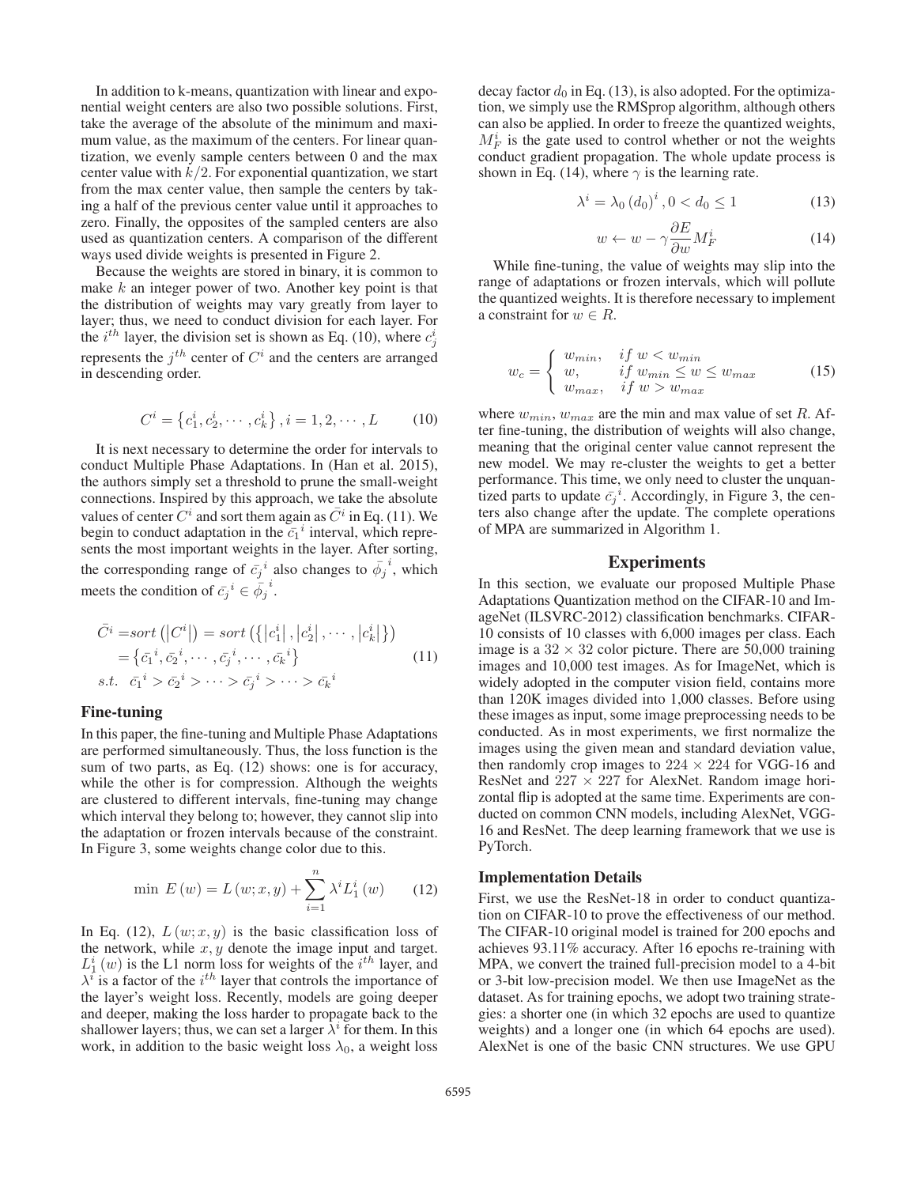In addition to k-means, quantization with linear and exponential weight centers are also two possible solutions. First, take the average of the absolute of the minimum and maximum value, as the maximum of the centers. For linear quantization, we evenly sample centers between 0 and the max center value with $k/2$. For exponential quantization, we start from the max center value, then sample the centers by taking a half of the previous center value until it approaches to zero. Finally, the opposites of the sampled centers are also used as quantization centers. A comparison of the different ways used divide weights is presented in Figure 2.

Because the weights are stored in binary, it is common to make $k$ an integer power of two. Another key point is that the distribution of weights may vary greatly from layer to layer; thus, we need to conduct division for each layer. For the $i^{th}$ layer, the division set is shown as Eq. (10), where $c_j^i$ represents the $j^{th}$ center of $C^i$ and the centers are arranged in descending order.

$$C^i = \left\{c_1^i, c_2^i, \cdots, c_k^i\right\}, i = 1, 2, \cdots, L \tag{10}$$

It is next necessary to determine the order for intervals to conduct Multiple Phase Adaptations. In (Han et al. 2015), the authors simply set a threshold to prune the small-weight connections. Inspired by this approach, we take the absolute values of center $C^i$ and sort them again as $\bar{C}^i$ in Eq. (11). We begin to conduct adaptation in the $\bar{c_1}^i$ interval, which represents the most important weights in the layer. After sorting, the corresponding range of $\bar{c_j}^i$ also changes to $\bar{\phi_j}^i$, which meets the condition of $\bar{c_j}^i \in \bar{\phi_j}^i$.

$$\begin{aligned}
\bar{C}^i =& sort\left(\left|C^i\right|\right) = sort\left(\left\{\left|c_1^i\right|, \left|c_2^i\right|, \cdots, \left|c_k^i\right|\right\}\right) \\
=& \left\{\bar{c_1}^i, \bar{c_2}^i, \cdots, \bar{c_j}^i, \cdots, \bar{c_k}^i\right\} \\
s.t.\ \ & \bar{c_1}^i > \bar{c_2}^i > \cdots > \bar{c_j}^i > \cdots > \bar{c_k}^i
\end{aligned} \tag{11}$$

### Fine-tuning

In this paper, the fine-tuning and Multiple Phase Adaptations are performed simultaneously. Thus, the loss function is the sum of two parts, as Eq. (12) shows: one is for accuracy, while the other is for compression. Although the weights are clustered to different intervals, fine-tuning may change which interval they belong to; however, they cannot slip into the adaptation or frozen intervals because of the constraint. In Figure 3, some weights change color due to this.

$$\min\ E\left(w\right) = L\left(w; x, y\right) + \sum_{i=1}^{n} \lambda^i L_1^i\left(w\right) \tag{12}$$

In Eq. (12), $L\left(w; x, y\right)$ is the basic classification loss of the network, while $x, y$ denote the image input and target. $L_1^i\left(w\right)$ is the L1 norm loss for weights of the $i^{th}$ layer, and $\lambda^i$ is a factor of the $i^{th}$ layer that controls the importance of the layer's weight loss. Recently, models are going deeper and deeper, making the loss harder to propagate back to the shallower layers; thus, we can set a larger $\lambda^i$ for them. In this work, in addition to the basic weight loss $\lambda_0$, a weight loss decay factor $d_0$ in Eq. (13), is also adopted. For the optimization, we simply use the RMSprop algorithm, although others can also be applied. In order to freeze the quantized weights, $M_F^i$ is the gate used to control whether or not the weights conduct gradient propagation. The whole update process is shown in Eq. (14), where $\gamma$ is the learning rate.

$$\lambda^i = \lambda_0\left(d_0\right)^i, 0 < d_0 \leq 1 \tag{13}$$

$$w \leftarrow w - \gamma \frac{\partial E}{\partial w} M_F^i \tag{14}$$

While fine-tuning, the value of weights may slip into the range of adaptations or frozen intervals, which will pollute the quantized weights. It is therefore necessary to implement a constraint for $w \in R$.

$$w_c = \left\{ \begin{array}{ll} w_{min}, & if\ w < w_{min} \\ w, & if\ w_{min} \leq w \leq w_{max} \\ w_{max}, & if\ w > w_{max} \end{array} \right. \tag{15}$$

where $w_{min}$, $w_{max}$ are the min and max value of set $R$. After fine-tuning, the distribution of weights will also change, meaning that the original center value cannot represent the new model. We may re-cluster the weights to get a better performance. This time, we only need to cluster the unquantized parts to update $\bar{c_j}^i$. Accordingly, in Figure 3, the centers also change after the update. The complete operations of MPA are summarized in Algorithm 1.

## Experiments

In this section, we evaluate our proposed Multiple Phase Adaptations Quantization method on the CIFAR-10 and ImageNet (ILSVRC-2012) classification benchmarks. CIFAR-10 consists of 10 classes with 6,000 images per class. Each image is a $32 \times 32$ color picture. There are 50,000 training images and 10,000 test images. As for ImageNet, which is widely adopted in the computer vision field, contains more than 120K images divided into 1,000 classes. Before using these images as input, some image preprocessing needs to be conducted. As in most experiments, we first normalize the images using the given mean and standard deviation value, then randomly crop images to $224 \times 224$ for VGG-16 and ResNet and $227 \times 227$ for AlexNet. Random image horizontal flip is adopted at the same time. Experiments are conducted on common CNN models, including AlexNet, VGG-16 and ResNet. The deep learning framework that we use is PyTorch.

### Implementation Details

First, we use the ResNet-18 in order to conduct quantization on CIFAR-10 to prove the effectiveness of our method. The CIFAR-10 original model is trained for 200 epochs and achieves 93.11% accuracy. After 16 epochs re-training with MPA, we convert the trained full-precision model to a 4-bit or 3-bit low-precision model. We then use ImageNet as the dataset. As for training epochs, we adopt two training strategies: a shorter one (in which 32 epochs are used to quantize weights) and a longer one (in which 64 epochs are used). AlexNet is one of the basic CNN structures. We use GPU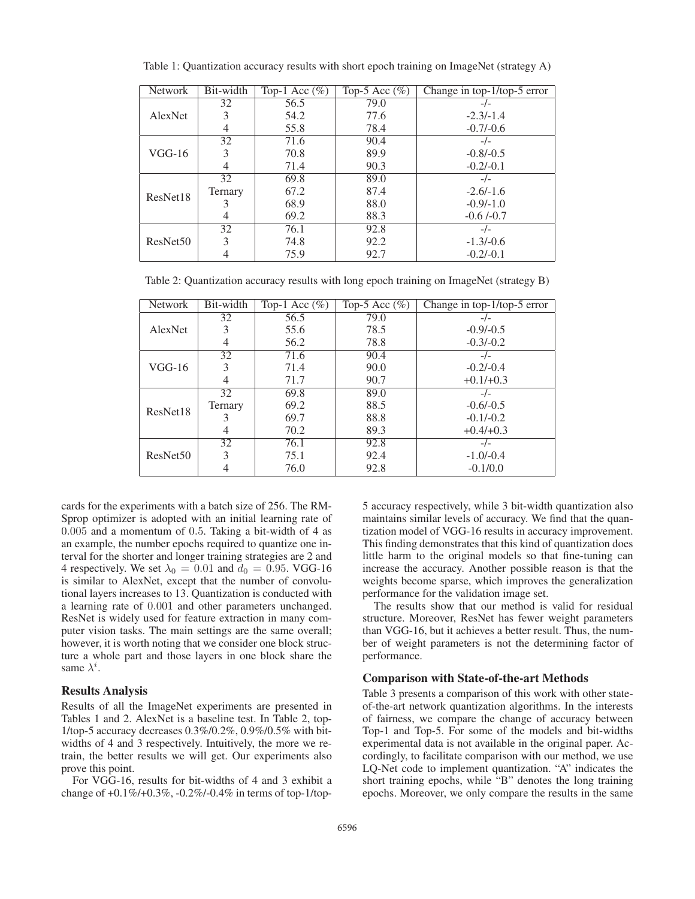Table 1: Quantization accuracy results with short epoch training on ImageNet (strategy A)

| Network | Bit-width | Top-1 Acc (%) | Top-5 Acc (%) | Change in top-1/top-5 error |
|---|---|---|---|---|
| AlexNet | 32 | 56.5 | 79.0 | -/- |
| | 3 | 54.2 | 77.6 | -2.3/-1.4 |
| | 4 | 55.8 | 78.4 | -0.7/-0.6 |
| VGG-16 | 32 | 71.6 | 90.4 | -/- |
| | 3 | 70.8 | 89.9 | -0.8/-0.5 |
| | 4 | 71.4 | 90.3 | -0.2/-0.1 |
| ResNet18 | 32 | 69.8 | 89.0 | -/- |
| | Ternary | 67.2 | 87.4 | -2.6/-1.6 |
| | 3 | 68.9 | 88.0 | -0.9/-1.0 |
| | 4 | 69.2 | 88.3 | -0.6 /-0.7 |
| ResNet50 | 32 | 76.1 | 92.8 | -/- |
| | 3 | 74.8 | 92.2 | -1.3/-0.6 |
| | 4 | 75.9 | 92.7 | -0.2/-0.1 |

Table 2: Quantization accuracy results with long epoch training on ImageNet (strategy B)

| Network | Bit-width | Top-1 Acc (%) | Top-5 Acc (%) | Change in top-1/top-5 error |
|---|---|---|---|---|
| AlexNet | 32 | 56.5 | 79.0 | -/- |
| | 3 | 55.6 | 78.5 | -0.9/-0.5 |
| | 4 | 56.2 | 78.8 | -0.3/-0.2 |
| VGG-16 | 32 | 71.6 | 90.4 | -/- |
| | 3 | 71.4 | 90.0 | -0.2/-0.4 |
| | 4 | 71.7 | 90.7 | +0.1/+0.3 |
| ResNet18 | 32 | 69.8 | 89.0 | -/- |
| | Ternary | 69.2 | 88.5 | -0.6/-0.5 |
| | 3 | 69.7 | 88.8 | -0.1/-0.2 |
| | 4 | 70.2 | 89.3 | +0.4/+0.3 |
| ResNet50 | 32 | 76.1 | 92.8 | -/- |
| | 3 | 75.1 | 92.4 | -1.0/-0.4 |
| | 4 | 76.0 | 92.8 | -0.1/0.0 |

cards for the experiments with a batch size of 256. The RMSprop optimizer is adopted with an initial learning rate of $0.005$ and a momentum of $0.5$. Taking a bit-width of 4 as an example, the number epochs required to quantize one interval for the shorter and longer training strategies are 2 and 4 respectively. We set $\lambda_0 = 0.01$ and $d_0 = 0.95$. VGG-16 is similar to AlexNet, except that the number of convolutional layers increases to 13. Quantization is conducted with a learning rate of $0.001$ and other parameters unchanged. ResNet is widely used for feature extraction in many computer vision tasks. The main settings are the same overall; however, it is worth noting that we consider one block structure a whole part and those layers in one block share the same $\lambda^i$.

### Results Analysis

Results of all the ImageNet experiments are presented in Tables 1 and 2. AlexNet is a baseline test. In Table 2, top-1/top-5 accuracy decreases 0.3%/0.2%, 0.9%/0.5% with bit-widths of 4 and 3 respectively. Intuitively, the more we retrain, the better results we will get. Our experiments also prove this point.

For VGG-16, results for bit-widths of 4 and 3 exhibit a change of +0.1%/+0.3%, -0.2%/-0.4% in terms of top-1/top-5 accuracy respectively, while 3 bit-width quantization also maintains similar levels of accuracy. We find that the quantization model of VGG-16 results in accuracy improvement. This finding demonstrates that this kind of quantization does little harm to the original models so that fine-tuning can increase the accuracy. Another possible reason is that the weights become sparse, which improves the generalization performance for the validation image set.

The results show that our method is valid for residual structure. Moreover, ResNet has fewer weight parameters than VGG-16, but it achieves a better result. Thus, the number of weight parameters is not the determining factor of performance.

### Comparison with State-of-the-art Methods

Table 3 presents a comparison of this work with other state-of-the-art network quantization algorithms. In the interests of fairness, we compare the change of accuracy between Top-1 and Top-5. For some of the models and bit-widths experimental data is not available in the original paper. Accordingly, to facilitate comparison with our method, we use LQ-Net code to implement quantization. "A" indicates the short training epochs, while "B" denotes the long training epochs. Moreover, we only compare the results in the same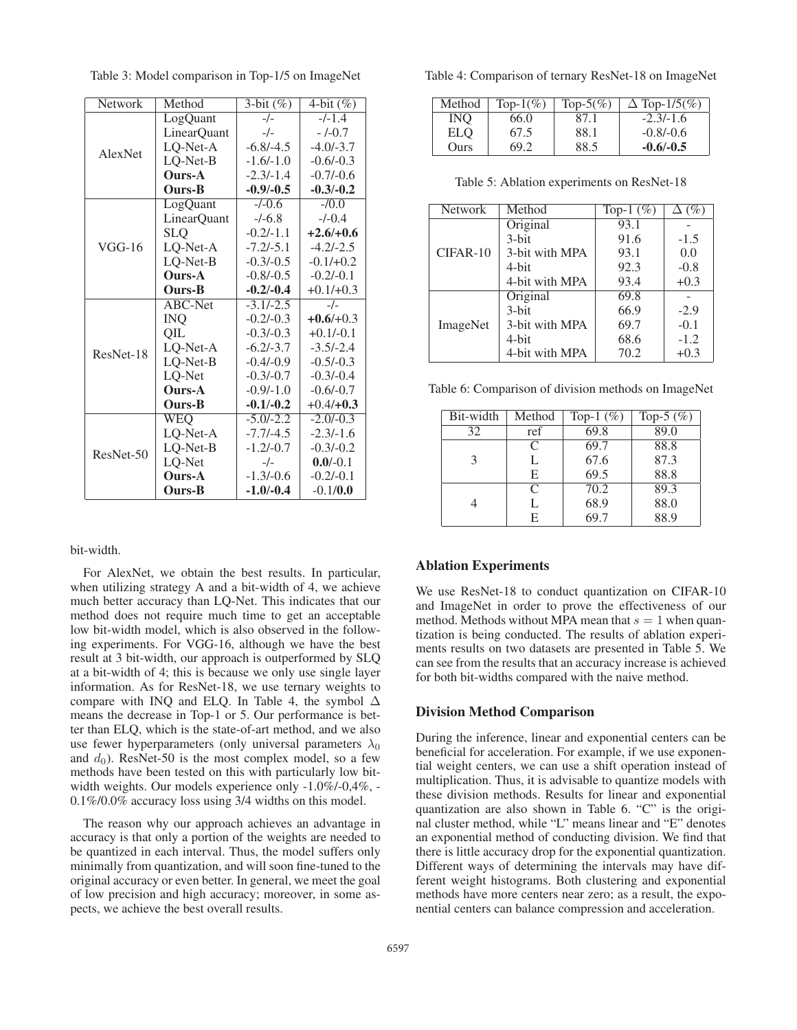Table 3: Model comparison in Top-1/5 on ImageNet

| Network | Method | 3-bit (%) | 4-bit (%) |
|---|---|---|---|
| AlexNet | LogQuant | -/- | -/-1.4 |
| | LinearQuant | -/- | - /-0.7 |
| | LQ-Net-A | -6.8/-4.5 | -4.0/-3.7 |
| | LQ-Net-B | -1.6/-1.0 | -0.6/-0.3 |
| | **Ours-A** | -2.3/-1.4 | -0.7/-0.6 |
| | **Ours-B** | **-0.9/-0.5** | **-0.3/-0.2** |
| VGG-16 | LogQuant | -/-0.6 | -/0.0 |
| | LinearQuant | -/-6.8 | -/-0.4 |
| | SLQ | -0.2/-1.1 | **+2.6/+0.6** |
| | LQ-Net-A | -7.2/-5.1 | -4.2/-2.5 |
| | LQ-Net-B | -0.3/-0.5 | -0.1/+0.2 |
| | **Ours-A** | -0.8/-0.5 | -0.2/-0.1 |
| | **Ours-B** | **-0.2/-0.4** | +0.1/+0.3 |
| ResNet-18 | ABC-Net | -3.1/-2.5 | -/- |
| | INQ | -0.2/-0.3 | **+0.6**/+0.3 |
| | QIL | -0.3/-0.3 | +0.1/-0.1 |
| | LQ-Net-A | -6.2/-3.7 | -3.5/-2.4 |
| | LQ-Net-B | -0.4/-0.9 | -0.5/-0.3 |
| | LQ-Net | -0.3/-0.7 | -0.3/-0.4 |
| | **Ours-A** | -0.9/-1.0 | -0.6/-0.7 |
| | **Ours-B** | **-0.1/-0.2** | +0.4/**+0.3** |
| ResNet-50 | WEQ | -5.0/-2.2 | -2.0/-0.3 |
| | LQ-Net-A | -7.7/-4.5 | -2.3/-1.6 |
| | LQ-Net-B | -1.2/-0.7 | -0.3/-0.2 |
| | LQ-Net | -/- | **0.0**/-0.1 |
| | **Ours-A** | -1.3/-0.6 | -0.2/-0.1 |
| | **Ours-B** | **-1.0/-0.4** | -0.1/**0.0** |

bit-width.

For AlexNet, we obtain the best results. In particular, when utilizing strategy A and a bit-width of 4, we achieve much better accuracy than LQ-Net. This indicates that our method does not require much time to get an acceptable low bit-width model, which is also observed in the following experiments. For VGG-16, although we have the best result at 3 bit-width, our approach is outperformed by SLQ at a bit-width of 4; this is because we only use single layer information. As for ResNet-18, we use ternary weights to compare with INQ and ELQ. In Table 4, the symbol $\Delta$ means the decrease in Top-1 or 5. Our performance is better than ELQ, which is the state-of-art method, and we also use fewer hyperparameters (only universal parameters $\lambda_0$ and $d_0$). ResNet-50 is the most complex model, so a few methods have been tested on this with particularly low bit-width weights. Our models experience only -1.0%/-0,4%, -0.1%/0.0% accuracy loss using 3/4 widths on this model.

The reason why our approach achieves an advantage in accuracy is that only a portion of the weights are needed to be quantized in each interval. Thus, the model suffers only minimally from quantization, and will soon fine-tuned to the original accuracy or even better. In general, we meet the goal of low precision and high accuracy; moreover, in some aspects, we achieve the best overall results.

Table 4: Comparison of ternary ResNet-18 on ImageNet

| Method | Top-1(%) | Top-5(%) | $\Delta$ Top-1/5(%) |
|---|---|---|---|
| INQ | 66.0 | 87.1 | -2.3/-1.6 |
| ELQ | 67.5 | 88.1 | -0.8/-0.6 |
| Ours | 69.2 | 88.5 | **-0.6/-0.5** |

Table 5: Ablation experiments on ResNet-18

| Network | Method | Top-1 (%) | $\Delta$ (%) |
|---|---|---|---|
| CIFAR-10 | Original | 93.1 | - |
| | 3-bit | 91.6 | -1.5 |
| | 3-bit with MPA | 93.1 | 0.0 |
| | 4-bit | 92.3 | -0.8 |
| | 4-bit with MPA | 93.4 | +0.3 |
| ImageNet | Original | 69.8 | - |
| | 3-bit | 66.9 | -2.9 |
| | 3-bit with MPA | 69.7 | -0.1 |
| | 4-bit | 68.6 | -1.2 |
| | 4-bit with MPA | 70.2 | +0.3 |

Table 6: Comparison of division methods on ImageNet

| Bit-width | Method | Top-1 (%) | Top-5 (%) |
|---|---|---|---|
| 32 | ref | 69.8 | 89.0 |
| 3 | C | 69.7 | 88.8 |
| | L | 67.6 | 87.3 |
| | E | 69.5 | 88.8 |
| 4 | C | 70.2 | 89.3 |
| | L | 68.9 | 88.0 |
| | E | 69.7 | 88.9 |

## Ablation Experiments

We use ResNet-18 to conduct quantization on CIFAR-10 and ImageNet in order to prove the effectiveness of our method. Methods without MPA mean that $s = 1$ when quantization is being conducted. The results of ablation experiments results on two datasets are presented in Table 5. We can see from the results that an accuracy increase is achieved for both bit-widths compared with the naive method.

## Division Method Comparison

During the inference, linear and exponential centers can be beneficial for acceleration. For example, if we use exponential weight centers, we can use a shift operation instead of multiplication. Thus, it is advisable to quantize models with these division methods. Results for linear and exponential quantization are also shown in Table 6. "C" is the original cluster method, while "L" means linear and "E" denotes an exponential method of conducting division. We find that there is little accuracy drop for the exponential quantization. Different ways of determining the intervals may have different weight histograms. Both clustering and exponential methods have more centers near zero; as a result, the exponential centers can balance compression and acceleration.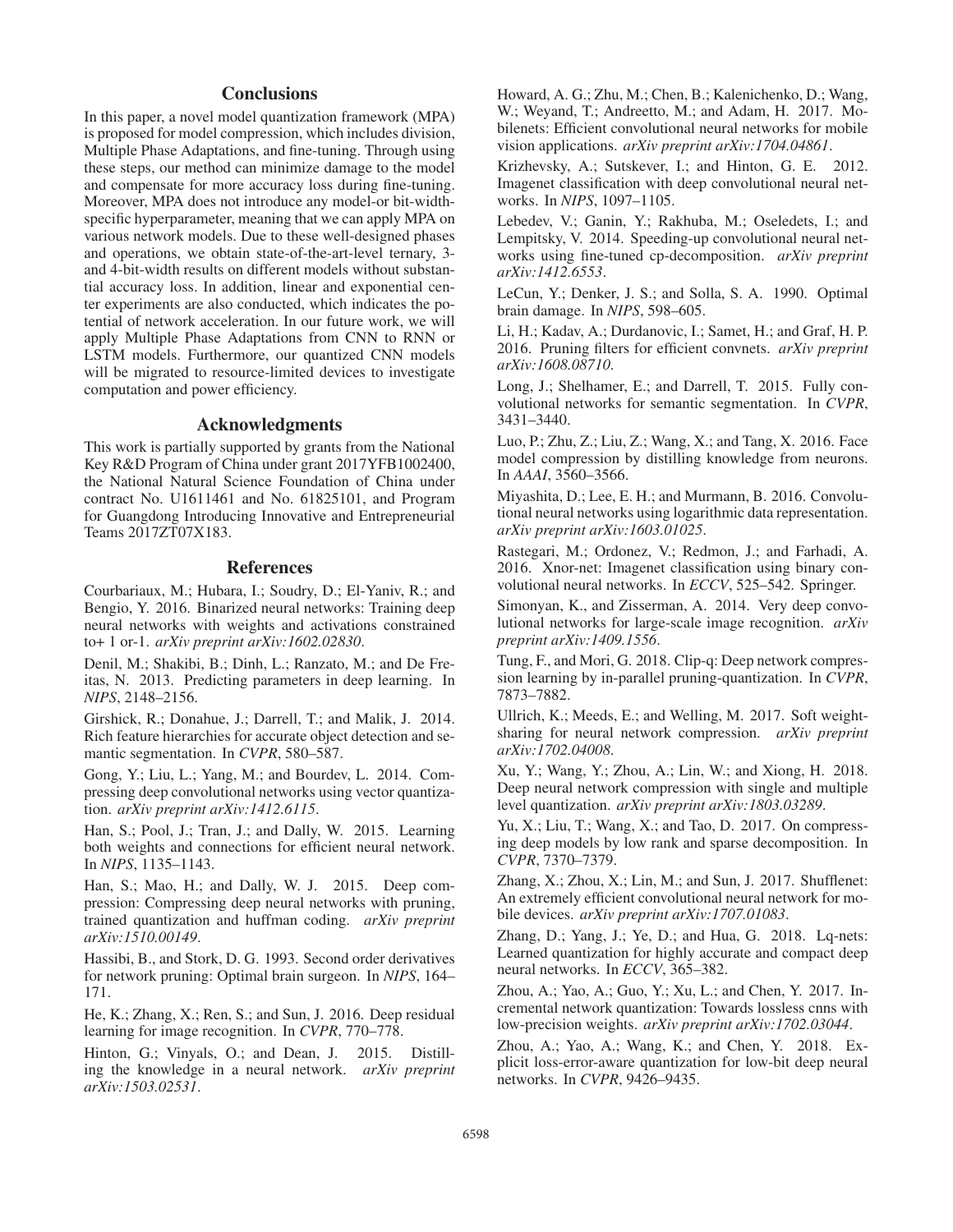## Conclusions

In this paper, a novel model quantization framework (MPA) is proposed for model compression, which includes division, Multiple Phase Adaptations, and fine-tuning. Through using these steps, our method can minimize damage to the model and compensate for more accuracy loss during fine-tuning. Moreover, MPA does not introduce any model-or bit-width-specific hyperparameter, meaning that we can apply MPA on various network models. Due to these well-designed phases and operations, we obtain state-of-the-art-level ternary, 3- and 4-bit-width results on different models without substantial accuracy loss. In addition, linear and exponential center experiments are also conducted, which indicates the potential of network acceleration. In our future work, we will apply Multiple Phase Adaptations from CNN to RNN or LSTM models. Furthermore, our quantized CNN models will be migrated to resource-limited devices to investigate computation and power efficiency.

## Acknowledgments

This work is partially supported by grants from the National Key R&D Program of China under grant 2017YFB1002400, the National Natural Science Foundation of China under contract No. U1611461 and No. 61825101, and Program for Guangdong Introducing Innovative and Entrepreneurial Teams 2017ZT07X183.

## References

Courbariaux, M.; Hubara, I.; Soudry, D.; El-Yaniv, R.; and Bengio, Y. 2016. Binarized neural networks: Training deep neural networks with weights and activations constrained to+ 1 or-1. *arXiv preprint arXiv:1602.02830*.

Denil, M.; Shakibi, B.; Dinh, L.; Ranzato, M.; and De Freitas, N. 2013. Predicting parameters in deep learning. In *NIPS*, 2148–2156.

Girshick, R.; Donahue, J.; Darrell, T.; and Malik, J. 2014. Rich feature hierarchies for accurate object detection and semantic segmentation. In *CVPR*, 580–587.

Gong, Y.; Liu, L.; Yang, M.; and Bourdev, L. 2014. Compressing deep convolutional networks using vector quantization. *arXiv preprint arXiv:1412.6115*.

Han, S.; Pool, J.; Tran, J.; and Dally, W. 2015. Learning both weights and connections for efficient neural network. In *NIPS*, 1135–1143.

Han, S.; Mao, H.; and Dally, W. J. 2015. Deep compression: Compressing deep neural networks with pruning, trained quantization and huffman coding. *arXiv preprint arXiv:1510.00149*.

Hassibi, B., and Stork, D. G. 1993. Second order derivatives for network pruning: Optimal brain surgeon. In *NIPS*, 164–171.

He, K.; Zhang, X.; Ren, S.; and Sun, J. 2016. Deep residual learning for image recognition. In *CVPR*, 770–778.

Hinton, G.; Vinyals, O.; and Dean, J. 2015. Distilling the knowledge in a neural network. *arXiv preprint arXiv:1503.02531*.

Howard, A. G.; Zhu, M.; Chen, B.; Kalenichenko, D.; Wang, W.; Weyand, T.; Andreetto, M.; and Adam, H. 2017. Mobilenets: Efficient convolutional neural networks for mobile vision applications. *arXiv preprint arXiv:1704.04861*.

Krizhevsky, A.; Sutskever, I.; and Hinton, G. E. 2012. Imagenet classification with deep convolutional neural networks. In *NIPS*, 1097–1105.

Lebedev, V.; Ganin, Y.; Rakhuba, M.; Oseledets, I.; and Lempitsky, V. 2014. Speeding-up convolutional neural networks using fine-tuned cp-decomposition. *arXiv preprint arXiv:1412.6553*.

LeCun, Y.; Denker, J. S.; and Solla, S. A. 1990. Optimal brain damage. In *NIPS*, 598–605.

Li, H.; Kadav, A.; Durdanovic, I.; Samet, H.; and Graf, H. P. 2016. Pruning filters for efficient convnets. *arXiv preprint arXiv:1608.08710*.

Long, J.; Shelhamer, E.; and Darrell, T. 2015. Fully convolutional networks for semantic segmentation. In *CVPR*, 3431–3440.

Luo, P.; Zhu, Z.; Liu, Z.; Wang, X.; and Tang, X. 2016. Face model compression by distilling knowledge from neurons. In *AAAI*, 3560–3566.

Miyashita, D.; Lee, E. H.; and Murmann, B. 2016. Convolutional neural networks using logarithmic data representation. *arXiv preprint arXiv:1603.01025*.

Rastegari, M.; Ordonez, V.; Redmon, J.; and Farhadi, A. 2016. Xnor-net: Imagenet classification using binary convolutional neural networks. In *ECCV*, 525–542. Springer.

Simonyan, K., and Zisserman, A. 2014. Very deep convolutional networks for large-scale image recognition. *arXiv preprint arXiv:1409.1556*.

Tung, F., and Mori, G. 2018. Clip-q: Deep network compression learning by in-parallel pruning-quantization. In *CVPR*, 7873–7882.

Ullrich, K.; Meeds, E.; and Welling, M. 2017. Soft weight-sharing for neural network compression. *arXiv preprint arXiv:1702.04008*.

Xu, Y.; Wang, Y.; Zhou, A.; Lin, W.; and Xiong, H. 2018. Deep neural network compression with single and multiple level quantization. *arXiv preprint arXiv:1803.03289*.

Yu, X.; Liu, T.; Wang, X.; and Tao, D. 2017. On compressing deep models by low rank and sparse decomposition. In *CVPR*, 7370–7379.

Zhang, X.; Zhou, X.; Lin, M.; and Sun, J. 2017. Shufflenet: An extremely efficient convolutional neural network for mobile devices. *arXiv preprint arXiv:1707.01083*.

Zhang, D.; Yang, J.; Ye, D.; and Hua, G. 2018. Lq-nets: Learned quantization for highly accurate and compact deep neural networks. In *ECCV*, 365–382.

Zhou, A.; Yao, A.; Guo, Y.; Xu, L.; and Chen, Y. 2017. Incremental network quantization: Towards lossless cnns with low-precision weights. *arXiv preprint arXiv:1702.03044*.

Zhou, A.; Yao, A.; Wang, K.; and Chen, Y. 2018. Explicit loss-error-aware quantization for low-bit deep neural networks. In *CVPR*, 9426–9435.